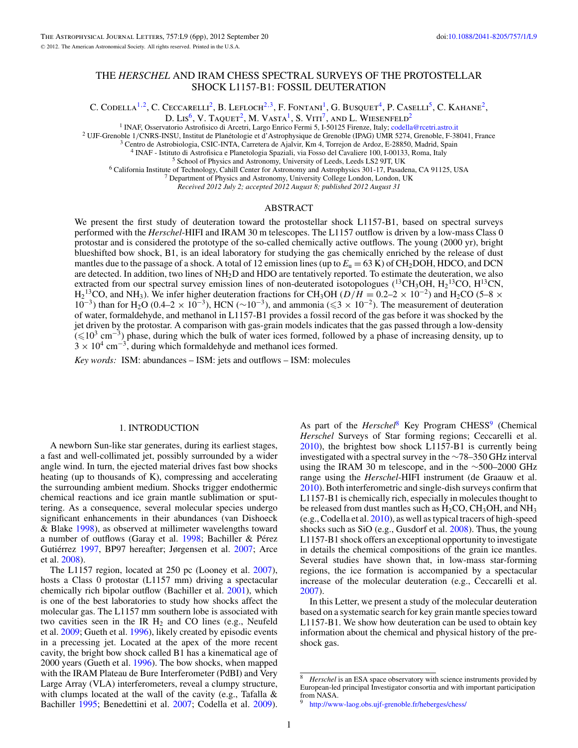# THE *HERSCHEL* AND IRAM CHESS SPECTRAL SURVEYS OF THE PROTOSTELLAR SHOCK L1157-B1: FOSSIL DEUTERATION

C. Codella[1,2], C. Ceccarelli[2], B. Lefloch[2,3], F. Fontani[1], G. Busquet[4], P. Caselli[5], C. Kahane[2], D. Lis[6], V. Taquet[2], M. Vasta[1], S. Viti[7], and L. Wiesenfeld[2]

[1] INAF, Osservatorio Astrofisico di Arcetri, Largo Enrico Fermi 5, I-50125 Firenze, Italy; codella@rcetri.astro.it
[2] UJF-Grenoble 1/CNRS-INSU, Institut de Planétologie et d'Astrophysique de Grenoble (IPAG) UMR 5274, Grenoble, F-38041, France
[3] Centro de Astrobiología, CSIC-INTA, Carretera de Ajalvir, Km 4, Torrejon de Ardoz, E-28850, Madrid, Spain
[4] INAF - Istituto di Astrofisica e Planetologia Spaziali, via Fosso del Cavaliere 100, I-00133, Roma, Italy
[5] School of Physics and Astronomy, University of Leeds, Leeds LS2 9JT, UK
[6] California Institute of Technology, Cahill Center for Astronomy and Astrophysics 301-17, Pasadena, CA 91125, USA
[7] Department of Physics and Astronomy, University College London, London, UK

*Received 2012 July 2; accepted 2012 August 8; published 2012 August 31*

## ABSTRACT

We present the first study of deuteration toward the protostellar shock L1157-B1, based on spectral surveys performed with the *Herschel*-HIFI and IRAM 30 m telescopes. The L1157 outflow is driven by a low-mass Class 0 protostar and is considered the prototype of the so-called chemically active outflows. The young (2000 yr), bright blueshifted bow shock, B1, is an ideal laboratory for studying the gas chemically enriched by the release of dust mantles due to the passage of a shock. A total of 12 emission lines (up to $E_u = 63$ K) of $CH_2DOH$, HDCO, and DCN are detected. In addition, two lines of $NH_2D$ and HDO are tentatively reported. To estimate the deuteration, we also extracted from our spectral survey emission lines of non-deuterated isotopologues ($^{13}CH_3OH$, $H_2{}^{13}CO$, $H^{13}CN$, $H_2{}^{13}CO$, and $NH_3$). We infer higher deuteration fractions for $CH_3OH$ ($D/H = 0.2$–$2 \times 10^{-2}$) and $H_2CO$ (5–8 $\times$ $10^{-3}$) than for $H_2O$ (0.4–2 $\times$ $10^{-3}$), HCN ($\sim 10^{-3}$), and ammonia ($\leqslant 3 \times 10^{-2}$). The measurement of deuteration of water, formaldehyde, and methanol in L1157-B1 provides a fossil record of the gas before it was shocked by the jet driven by the protostar. A comparison with gas-grain models indicates that the gas passed through a low-density ($\leqslant 10^3$ cm$^{-3}$) phase, during which the bulk of water ices formed, followed by a phase of increasing density, up to $3 \times 10^4$ cm$^{-3}$, during which formaldehyde and methanol ices formed.

*Key words:* ISM: abundances – ISM: jets and outflows – ISM: molecules

## 1. INTRODUCTION

A newborn Sun-like star generates, during its earliest stages, a fast and well-collimated jet, possibly surrounded by a wider angle wind. In turn, the ejected material drives fast bow shocks heating (up to thousands of K), compressing and accelerating the surrounding ambient medium. Shocks trigger endothermic chemical reactions and ice grain mantle sublimation or sputtering. As a consequence, several molecular species undergo significant enhancements in their abundances (van Dishoeck & Blake 1998), as observed at millimeter wavelengths toward a number of outflows (Garay et al. 1998; Bachiller & Pérez Gutiérrez 1997, BP97 hereafter; Jørgensen et al. 2007; Arce et al. 2008).

The L1157 region, located at 250 pc (Looney et al. 2007), hosts a Class 0 protostar (L1157 mm) driving a spectacular chemically rich bipolar outflow (Bachiller et al. 2001), which is one of the best laboratories to study how shocks affect the molecular gas. The L1157 mm southern lobe is associated with two cavities seen in the IR $H_2$ and CO lines (e.g., Neufeld et al. 2009; Gueth et al. 1996), likely created by episodic events in a precessing jet. Located at the apex of the more recent cavity, the bright bow shock called B1 has a kinematical age of 2000 years (Gueth et al. 1996). The bow shocks, when mapped with the IRAM Plateau de Bure Interferometer (PdBI) and Very Large Array (VLA) interferometers, reveal a clumpy structure, with clumps located at the wall of the cavity (e.g., Tafalla & Bachiller 1995; Benedettini et al. 2007; Codella et al. 2009). As part of the *Herschel*[8] Key Program CHESS[9] (Chemical *Herschel* Surveys of Star forming regions; Ceccarelli et al. 2010), the brightest bow shock L1157-B1 is currently being investigated with a spectral survey in the ∼78–350 GHz interval using the IRAM 30 m telescope, and in the ∼500–2000 GHz range using the *Herschel*-HIFI instrument (de Graauw et al. 2010). Both interferometric and single-dish surveys confirm that L1157-B1 is chemically rich, especially in molecules thought to be released from dust mantles such as $H_2CO$, $CH_3OH$, and $NH_3$ (e.g., Codella et al. 2010), as well as typical tracers of high-speed shocks such as SiO (e.g., Gusdorf et al. 2008). Thus, the young L1157-B1 shock offers an exceptional opportunity to investigate in details the chemical compositions of the grain ice mantles. Several studies have shown that, in low-mass star-forming regions, the ice formation is accompanied by a spectacular increase of the molecular deuteration (e.g., Ceccarelli et al. 2007).

In this Letter, we present a study of the molecular deuteration based on a systematic search for key grain mantle species toward L1157-B1. We show how deuteration can be used to obtain key information about the chemical and physical history of the pre-shock gas.

---

[8] *Herschel* is an ESA space observatory with science instruments provided by European-led principal Investigator consortia and with important participation from NASA.

[9] http://www-laog.obs.ujf-grenoble.fr/heberges/chess/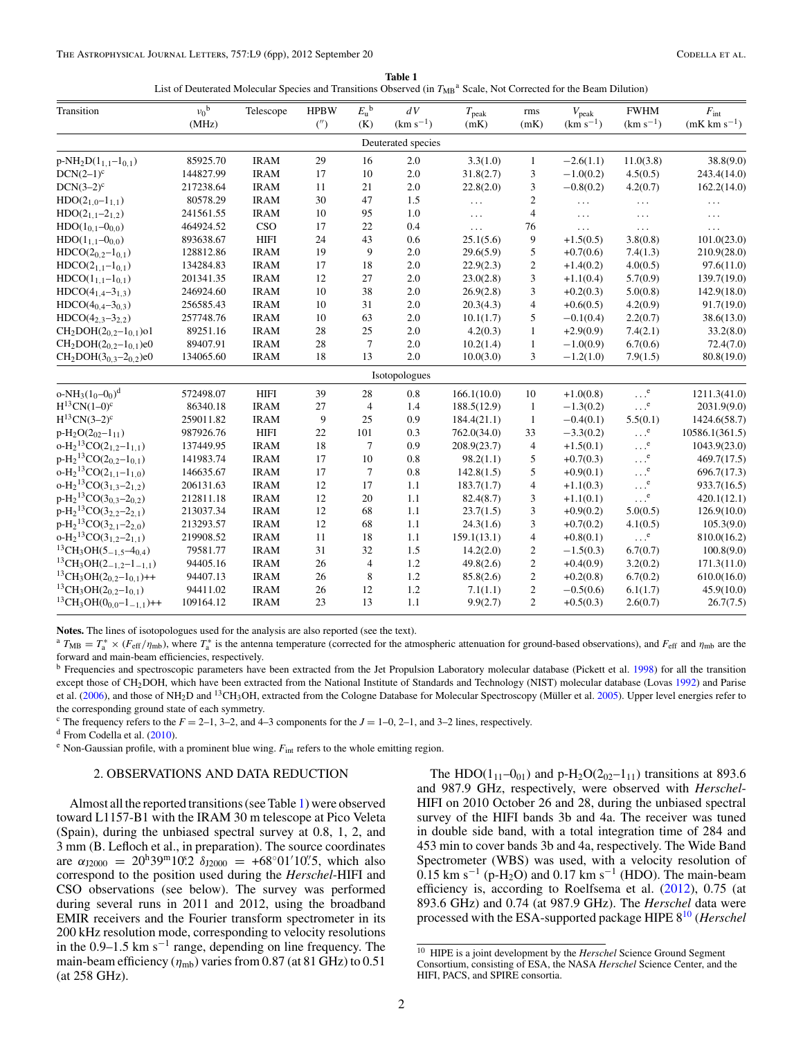**Table 1**
List of Deuterated Molecular Species and Transitions Observed (in $T_{\rm MB}$[a] Scale, Not Corrected for the Beam Dilution)

| Transition | $\nu_0$[b] (MHz) | Telescope | HPBW ($''$) | $E_u$[b] (K) | $dV$ (km s$^{-1}$) | $T_{\rm peak}$ (mK) | rms (mK) | $V_{\rm peak}$ (km s$^{-1}$) | FWHM (km s$^{-1}$) | $F_{\rm int}$ (mK km s$^{-1}$) |
|---|---|---|---|---|---|---|---|---|---|---|
| | | | | Deuterated species | | | | | | |
| p-$NH_2D(1_{1,1}$–$1_{0,1})$ | 85925.70 | IRAM | 29 | 16 | 2.0 | 3.3(1.0) | 1 | −2.6(1.1) | 11.0(3.8) | 38.8(9.0) |
| DCN(2–1)[c] | 144827.99 | IRAM | 17 | 10 | 2.0 | 31.8(2.7) | 3 | −1.0(0.2) | 4.5(0.5) | 243.4(14.0) |
| DCN(3–2)[c] | 217238.64 | IRAM | 11 | 21 | 2.0 | 22.8(2.0) | 3 | −0.8(0.2) | 4.2(0.7) | 162.2(14.0) |
| HDO($2_{1,0}$–$1_{1,1}$) | 80578.29 | IRAM | 30 | 47 | 1.5 | ... | 2 | ... | ... | ... |
| HDO($2_{1,1}$–$2_{1,2}$) | 241561.55 | IRAM | 10 | 95 | 1.0 | ... | 4 | ... | ... | ... |
| HDO($1_{0,1}$–$0_{0,0}$) | 464924.52 | CSO | 17 | 22 | 0.4 | ... | 76 | ... | ... | ... |
| HDO($1_{1,1}$–$0_{0,0}$) | 893638.67 | HIFI | 24 | 43 | 0.6 | 25.1(5.6) | 9 | +1.5(0.5) | 3.8(0.8) | 101.0(23.0) |
| HDCO($2_{0,2}$–$1_{0,1}$) | 128812.86 | IRAM | 19 | 9 | 2.0 | 29.6(5.9) | 5 | +0.7(0.6) | 7.4(1.3) | 210.9(28.0) |
| HDCO($2_{1,1}$–$1_{0,1}$) | 134284.83 | IRAM | 17 | 18 | 2.0 | 22.9(2.3) | 2 | +1.4(0.2) | 4.0(0.5) | 97.6(11.0) |
| HDCO($1_{1,1}$–$1_{0,1}$) | 201341.35 | IRAM | 12 | 27 | 2.0 | 23.0(2.8) | 3 | +1.1(0.4) | 5.7(0.9) | 139.7(19.0) |
| HDCO($4_{1,4}$–$3_{1,3}$) | 246924.60 | IRAM | 10 | 38 | 2.0 | 26.9(2.8) | 3 | +0.2(0.3) | 5.0(0.8) | 142.9(18.0) |
| HDCO($4_{0,4}$–$3_{0,3}$) | 256585.43 | IRAM | 10 | 31 | 2.0 | 20.3(4.3) | 4 | +0.6(0.5) | 4.2(0.9) | 91.7(19.0) |
| HDCO($4_{2,3}$–$3_{2,2}$) | 257748.76 | IRAM | 10 | 63 | 2.0 | 10.1(1.7) | 5 | −0.1(0.4) | 2.2(0.7) | 38.6(13.0) |
| $CH_2DOH(2_{0,2}$–$1_{0,1})$o1 | 89251.16 | IRAM | 28 | 25 | 2.0 | 4.2(0.3) | 1 | +2.9(0.9) | 7.4(2.1) | 33.2(8.0) |
| $CH_2DOH(2_{0,2}$–$1_{0,1})$e0 | 89407.91 | IRAM | 28 | 7 | 2.0 | 10.2(1.4) | 1 | −1.0(0.9) | 6.7(0.6) | 72.4(7.0) |
| $CH_2DOH(3_{0,3}$–$2_{0,2})$e0 | 134065.60 | IRAM | 18 | 13 | 2.0 | 10.0(3.0) | 3 | −1.2(1.0) | 7.9(1.5) | 80.8(19.0) |
| | | | | Isotopologues | | | | | | |
| o-$NH_3(1_0$–$0_0)$[d] | 572498.07 | HIFI | 39 | 28 | 0.8 | 166.1(10.0) | 10 | +1.0(0.8) | ...[e] | 1211.3(41.0) |
| $H^{13}CN$(1–0)[c] | 86340.18 | IRAM | 27 | 4 | 1.4 | 188.5(12.9) | 1 | −1.3(0.2) | ...[e] | 2031.9(9.0) |
| $H^{13}CN$(3–2)[c] | 259011.82 | IRAM | 9 | 25 | 0.9 | 184.4(21.1) | 1 | −0.4(0.1) | 5.5(0.1) | 1424.6(58.7) |
| p-$H_2O(2_{02}$–$1_{11})$ | 987926.76 | HIFI | 22 | 101 | 0.3 | 762.0(34.0) | 33 | −3.3(0.2) | ...[e] | 10586.1(361.5) |
| o-$H_2{}^{13}CO(2_{1,2}$–$1_{1,1})$ | 137449.95 | IRAM | 18 | 7 | 0.9 | 208.9(23.7) | 4 | +1.5(0.1) | ...[e] | 1043.9(23.0) |
| p-$H_2{}^{13}CO(2_{0,2}$–$1_{0,1})$ | 141983.74 | IRAM | 17 | 10 | 0.8 | 98.2(1.1) | 5 | +0.7(0.3) | ...[e] | 469.7(17.5) |
| o-$H_2{}^{13}CO(2_{1,1}$–$1_{1,0})$ | 146635.67 | IRAM | 17 | 7 | 0.8 | 142.8(1.5) | 5 | +0.9(0.1) | ...[e] | 696.7(17.3) |
| o-$H_2{}^{13}CO(3_{1,3}$–$2_{1,2})$ | 206131.63 | IRAM | 12 | 17 | 1.1 | 183.7(1.7) | 4 | +1.1(0.3) | ...[e] | 933.7(16.5) |
| p-$H_2{}^{13}CO(3_{0,3}$–$2_{0,2})$ | 212811.18 | IRAM | 12 | 20 | 1.1 | 82.4(8.7) | 3 | +1.1(0.1) | ...[e] | 420.1(12.1) |
| p-$H_2{}^{13}CO(3_{2,2}$–$2_{2,1})$ | 213037.34 | IRAM | 12 | 68 | 1.1 | 23.7(1.5) | 3 | +0.9(0.2) | 5.0(0.5) | 126.9(10.0) |
| p-$H_2{}^{13}CO(3_{2,1}$–$2_{2,0})$ | 213293.57 | IRAM | 12 | 68 | 1.1 | 24.3(1.6) | 3 | +0.7(0.2) | 4.1(0.5) | 105.3(9.0) |
| o-$H_2{}^{13}CO(3_{1,2}$–$2_{1,1})$ | 219908.52 | IRAM | 11 | 18 | 1.1 | 159.1(13.1) | 4 | +0.8(0.1) | ...[e] | 810.0(16.2) |
| $^{13}CH_3OH(5_{-1,5}$–$4_{0,4})$ | 79581.77 | IRAM | 31 | 32 | 1.5 | 14.2(2.0) | 2 | −1.5(0.3) | 6.7(0.7) | 100.8(9.0) |
| $^{13}CH_3OH(2_{-1,2}$–$1_{-1,1})$ | 94405.16 | IRAM | 26 | 4 | 1.2 | 49.8(2.6) | 2 | +0.4(0.9) | 3.2(0.2) | 171.3(11.0) |
| $^{13}CH_3OH(2_{0,2}$–$1_{0,1})$++ | 94407.13 | IRAM | 26 | 8 | 1.2 | 85.8(2.6) | 2 | +0.2(0.8) | 6.7(0.2) | 610.0(16.0) |
| $^{13}CH_3OH(2_{0,2}$–$1_{0,1})$ | 94411.02 | IRAM | 26 | 12 | 1.2 | 7.1(1.1) | 2 | −0.5(0.6) | 6.1(1.7) | 45.9(10.0) |
| $^{13}CH_3OH(0_{0,0}$–$1_{-1,1})$++ | 109164.12 | IRAM | 23 | 13 | 1.1 | 9.9(2.7) | 2 | +0.5(0.3) | 2.6(0.7) | 26.7(7.5) |

**Notes.** The lines of isotopologues used for the analysis are also reported (see the text).
[a] $T_{\rm MB} = T_{\rm a}^* \times (F_{\rm eff}/\eta_{\rm mb})$, where $T_{\rm a}^*$ is the antenna temperature (corrected for the atmospheric attenuation for ground-based observations), and $F_{\rm eff}$ and $\eta_{\rm mb}$ are the forward and main-beam efficiencies, respectively.
[b] Frequencies and spectroscopic parameters have been extracted from the Jet Propulsion Laboratory molecular database (Pickett et al. 1998) for all the transition except those of $CH_2DOH$, which have been extracted from the National Institute of Standards and Technology (NIST) molecular database (Lovas 1992) and Parise et al. (2006), and those of $NH_2D$ and $^{13}CH_3OH$, extracted from the Cologne Database for Molecular Spectroscopy (Müller et al. 2005). Upper level energies refer to the corresponding ground state of each symmetry.
[c] The frequency refers to the $F$ = 2–1, 3–2, and 4–3 components for the $J$ = 1–0, 2–1, and 3–2 lines, respectively.
[d] From Codella et al. (2010).
[e] Non-Gaussian profile, with a prominent blue wing. $F_{\rm int}$ refers to the whole emitting region.

## 2. OBSERVATIONS AND DATA REDUCTION

Almost all the reported transitions (see Table 1) were observed toward L1157-B1 with the IRAM 30 m telescope at Pico Veleta (Spain), during the unbiased spectral survey at 0.8, 1, 2, and 3 mm (B. Lefloch et al., in preparation). The source coordinates are $\alpha_{\rm J2000} = 20^{\rm h}39^{\rm m}10\overset{\rm s}{.}2$ $\delta_{\rm J2000} = +68^\circ01'10\overset{''}{.}5$, which also correspond to the position used during the *Herschel*-HIFI and CSO observations (see below). The survey was performed during several runs in 2011 and 2012, using the broadband EMIR receivers and the Fourier transform spectrometer in its 200 kHz resolution mode, corresponding to velocity resolutions in the 0.9–1.5 km s$^{-1}$ range, depending on line frequency. The main-beam efficiency ($\eta_{\rm mb}$) varies from 0.87 (at 81 GHz) to 0.51 (at 258 GHz).

The HDO($1_{11}$–$0_{01}$) and p-$H_2O(2_{02}$–$1_{11})$ transitions at 893.6 and 987.9 GHz, respectively, were observed with *Herschel*-HIFI on 2010 October 26 and 28, during the unbiased spectral survey of the HIFI bands 3b and 4a. The receiver was tuned in double side band, with a total integration time of 284 and 453 min to cover bands 3b and 4a, respectively. The Wide Band Spectrometer (WBS) was used, with a velocity resolution of 0.15 km s$^{-1}$ (p-$H_2O$) and 0.17 km s$^{-1}$ (HDO). The main-beam efficiency is, according to Roelfsema et al. (2012), 0.75 (at 893.6 GHz) and 0.74 (at 987.9 GHz). The *Herschel* data were processed with the ESA-supported package HIPE 8[10] (*Herschel*

[10] HIPE is a joint development by the *Herschel* Science Ground Segment Consortium, consisting of ESA, the NASA *Herschel* Science Center, and the HIFI, PACS, and SPIRE consortia.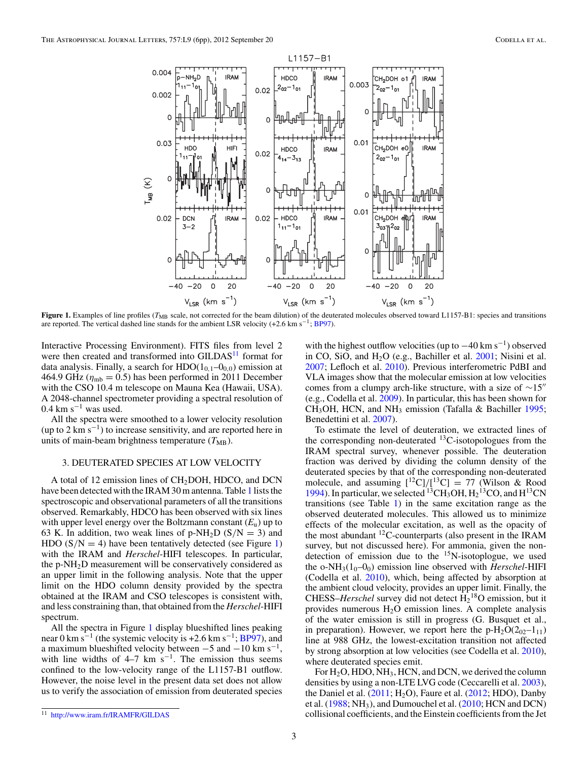**Figure 1.** Examples of line profiles ($T_{\rm MB}$ scale, not corrected for the beam dilution) of the deuterated molecules observed toward L1157-B1: species and transitions are reported. The vertical dashed line stands for the ambient LSR velocity (+2.6 km $s^{-1}$; BP97).

Interactive Processing Environment). FITS files from level 2 were then created and transformed into GILDAS[11] format for data analysis. Finally, a search for HDO($1_{0,1}$–$0_{0,0}$) emission at 464.9 GHz ($\eta_{\rm mb}$ = 0.5) has been performed in 2011 December with the CSO 10.4 m telescope on Mauna Kea (Hawaii, USA). A 2048-channel spectrometer providing a spectral resolution of 0.4 km $s^{-1}$ was used.

All the spectra were smoothed to a lower velocity resolution (up to 2 km $s^{-1}$) to increase sensitivity, and are reported here in units of main-beam brightness temperature ($T_{\rm MB}$).

## 3. DEUTERATED SPECIES AT LOW VELOCITY

A total of 12 emission lines of $CH_2DOH$, HDCO, and DCN have been detected with the IRAM 30 m antenna. Table 1 lists the spectroscopic and observational parameters of all the transitions observed. Remarkably, HDCO has been observed with six lines with upper level energy over the Boltzmann constant ($E_u$) up to 63 K. In addition, two weak lines of p-$NH_2D$ (S/N = 3) and HDO (S/N = 4) have been tentatively detected (see Figure 1) with the IRAM and *Herschel*-HIFI telescopes. In particular, the p-$NH_2D$ measurement will be conservatively considered as an upper limit in the following analysis. Note that the upper limit on the HDO column density provided by the spectra obtained at the IRAM and CSO telescopes is consistent with, and less constraining than, that obtained from the *Herschel*-HIFI spectrum.

All the spectra in Figure 1 display blueshifted lines peaking near 0 km $s^{-1}$ (the systemic velocity is +2.6 km $s^{-1}$; BP97), and a maximum blueshifted velocity between −5 and −10 km $s^{-1}$, with line widths of 4–7 km $s^{-1}$. The emission thus seems confined to the low-velocity range of the L1157-B1 outflow. However, the noise level in the present data set does not allow us to verify the association of emission from deuterated species with the highest outflow velocities (up to −40 km $s^{-1}$) observed in CO, SiO, and $H_2O$ (e.g., Bachiller et al. 2001; Nisini et al. 2007; Lefloch et al. 2010). Previous interferometric PdBI and VLA images show that the molecular emission at low velocities comes from a clumpy arch-like structure, with a size of ∼15″ (e.g., Codella et al. 2009). In particular, this has been shown for $CH_3OH$, HCN, and $NH_3$ emission (Tafalla & Bachiller 1995; Benedettini et al. 2007).

To estimate the level of deuteration, we extracted lines of the corresponding non-deuterated $^{13}$C-isotopologues from the IRAM spectral survey, whenever possible. The deuteration fraction was derived by dividing the column density of the deuterated species by that of the corresponding non-deuterated molecule, and assuming [$^{12}$C]/[$^{13}$C] = 77 (Wilson & Rood 1994). In particular, we selected $^{13}CH_3OH$, $H_2{}^{13}CO$, and $H^{13}CN$ transitions (see Table 1) in the same excitation range as the observed deuterated molecules. This allowed us to minimize effects of the molecular excitation, as well as the opacity of the most abundant $^{12}$C-counterparts (also present in the IRAM survey, but not discussed here). For ammonia, given the non-detection of emission due to the $^{15}$N-isotoplogue, we used the o-$NH_3$($1_0$–$0_0$) emission line observed with *Herschel*-HIFI (Codella et al. 2010), which, being affected by absorption at the ambient cloud velocity, provides an upper limit. Finally, the CHESS–*Herschel* survey did not detect $H_2{}^{18}O$ emission, but it provides numerous $H_2O$ emission lines. A complete analysis of the water emission is still in progress (G. Busquet et al., in preparation). However, we report here the p-$H_2O$($2_{02}$–$1_{11}$) line at 988 GHz, the lowest-excitation transition not affected by strong absorption at low velocities (see Codella et al. 2010), where deuterated species emit.

For $H_2O$, HDO, $NH_3$, HCN, and DCN, we derived the column densities by using a non-LTE LVG code (Ceccarelli et al. 2003), the Daniel et al. (2011; $H_2O$), Faure et al. (2012; HDO), Danby et al. (1988; $NH_3$), and Dumouchel et al. (2010; HCN and DCN) collisional coefficients, and the Einstein coefficients from the Jet

[11] http://www.iram.fr/IRAMFR/GILDAS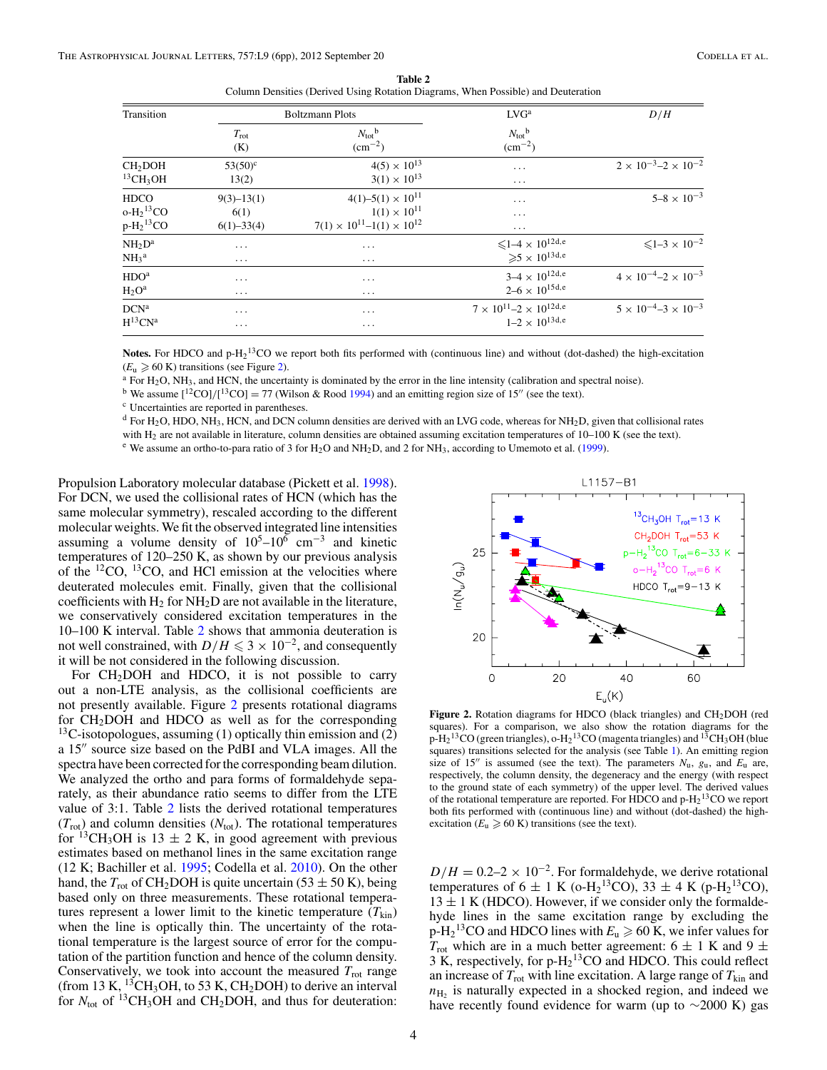**Table 2**
Column Densities (Derived Using Rotation Diagrams, When Possible) and Deuteration

| Transition | Boltzmann Plots | | LVG[a] | $D/H$ |
|---|---|---|---|---|
| | $T_{rot}$ (K) | $N_{tot}$[b] ($cm^{-2}$) | $N_{tot}$[b] ($cm^{-2}$) | |
| $CH_2DOH$ | 53(50)[c] | $4(5) \times 10^{13}$ | ... | $2 \times 10^{-3}$–$2 \times 10^{-2}$ |
| $^{13}CH_3OH$ | 13(2) | $3(1) \times 10^{13}$ | ... | |
| HDCO | 9(3)–13(1) | $4(1)$–$5(1) \times 10^{11}$ | ... | $5$–$8 \times 10^{-3}$ |
| o-$H_2{}^{13}CO$ | 6(1) | $1(1) \times 10^{11}$ | ... | |
| p-$H_2{}^{13}CO$ | 6(1)–33(4) | $7(1) \times 10^{11}$–$1(1) \times 10^{12}$ | ... | |
| $NH_2D$[a] | ... | ... | $\leqslant 1$–$4 \times 10^{12}$[d,e] | $\leqslant 1$–$3 \times 10^{-2}$ |
| $NH_3$[a] | ... | ... | $\geqslant 5 \times 10^{13}$[d,e] | |
| HDO[a] | ... | ... | $3$–$4 \times 10^{12}$[d,e] | $4 \times 10^{-4}$–$2 \times 10^{-3}$ |
| $H_2O$[a] | ... | ... | $2$–$6 \times 10^{15}$[d,e] | |
| DCN[a] | ... | ... | $7 \times 10^{11}$–$2 \times 10^{12}$[d,e] | $5 \times 10^{-4}$–$3 \times 10^{-3}$ |
| $H^{13}CN$[a] | ... | ... | $1$–$2 \times 10^{13}$[d,e] | |

**Notes.** For HDCO and p-$H_2{}^{13}CO$ we report both fits performed with (continuous line) and without (dot-dashed) the high-excitation ($E_u \geqslant 60$ K) transitions (see Figure 2).
[a] For $H_2O$, $NH_3$, and HCN, the uncertainty is dominated by the error in the line intensity (calibration and spectral noise).
[b] We assume $[^{12}CO]/[^{13}CO] = 77$ (Wilson & Rood 1994) and an emitting region size of 15″ (see the text).
[c] Uncertainties are reported in parentheses.
[d] For $H_2O$, HDO, $NH_3$, HCN, and DCN column densities are derived with an LVG code, whereas for $NH_2D$, given that collisional rates with $H_2$ are not available in literature, column densities are obtained assuming excitation temperatures of 10–100 K (see the text).
[e] We assume an ortho-to-para ratio of 3 for $H_2O$ and $NH_2D$, and 2 for $NH_3$, according to Umemoto et al. (1999).

Propulsion Laboratory molecular database (Pickett et al. 1998). For DCN, we used the collisional rates of HCN (which has the same molecular symmetry), rescaled according to the different molecular weights. We fit the observed integrated line intensities assuming a volume density of $10^5$–$10^6$ $cm^{-3}$ and kinetic temperatures of 120–250 K, as shown by our previous analysis of the $^{12}CO$, $^{13}CO$, and HCl emission at the velocities where deuterated molecules emit. Finally, given that the collisional coefficients with $H_2$ for $NH_2D$ are not available in the literature, we conservatively considered excitation temperatures in the 10–100 K interval. Table 2 shows that ammonia deuteration is not well constrained, with $D/H \leqslant 3 \times 10^{-2}$, and consequently it will be not considered in the following discussion.

For $CH_2DOH$ and HDCO, it is not possible to carry out a non-LTE analysis, as the collisional coefficients are not presently available. Figure 2 presents rotational diagrams for $CH_2DOH$ and HDCO as well as for the corresponding $^{13}C$-isotopologues, assuming (1) optically thin emission and (2) a 15″ source size based on the PdBI and VLA images. All the spectra have been corrected for the corresponding beam dilution. We analyzed the ortho and para forms of formaldehyde separately, as their abundance ratio seems to differ from the LTE value of 3:1. Table 2 lists the derived rotational temperatures ($T_{rot}$) and column densities ($N_{tot}$). The rotational temperatures for $^{13}CH_3OH$ is $13 \pm 2$ K, in good agreement with previous estimates based on methanol lines in the same excitation range (12 K; Bachiller et al. 1995; Codella et al. 2010). On the other hand, the $T_{rot}$ of $CH_2DOH$ is quite uncertain ($53 \pm 50$ K), being based only on three measurements. These rotational temperatures represent a lower limit to the kinetic temperature ($T_{kin}$) when the line is optically thin. The uncertainty of the rotational temperature is the largest source of error for the computation of the partition function and hence of the column density. Conservatively, we took into account the measured $T_{rot}$ range (from 13 K, $^{13}CH_3OH$, to 53 K, $CH_2DOH$) to derive an interval for $N_{tot}$ of $^{13}CH_3OH$ and $CH_2DOH$, and thus for deuteration: $D/H = 0.2$–$2 \times 10^{-2}$. For formaldehyde, we derive rotational temperatures of $6 \pm 1$ K (o-$H_2{}^{13}CO$), $33 \pm 4$ K (p-$H_2{}^{13}CO$), $13 \pm 1$ K (HDCO). However, if we consider only the formaldehyde lines in the same excitation range by excluding the p-$H_2{}^{13}CO$ and HDCO lines with $E_u \geqslant 60$ K, we infer values for $T_{rot}$ which are in a much better agreement: $6 \pm 1$ K and $9 \pm 3$ K, respectively, for p-$H_2{}^{13}CO$ and HDCO. This could reflect an increase of $T_{rot}$ with line excitation. A large range of $T_{kin}$ and $n_{H_2}$ is naturally expected in a shocked region, and indeed we have recently found evidence for warm (up to ~2000 K) gas

**Figure 2.** Rotation diagrams for HDCO (black triangles) and $CH_2DOH$ (red squares). For a comparison, we also show the rotation diagrams for the p-$H_2{}^{13}CO$ (green triangles), o-$H_2{}^{13}CO$ (magenta triangles) and $^{13}CH_3OH$ (blue squares) transitions selected for the analysis (see Table 1). An emitting region size of 15″ is assumed (see the text). The parameters $N_u$, $g_u$, and $E_u$ are, respectively, the column density, the degeneracy and the energy (with respect to the ground state of each symmetry) of the upper level. The derived values of the rotational temperature are reported. For HDCO and p-$H_2{}^{13}CO$ we report both fits performed with (continuous line) and without (dot-dashed) the high-excitation ($E_u \geqslant 60$ K) transitions (see the text).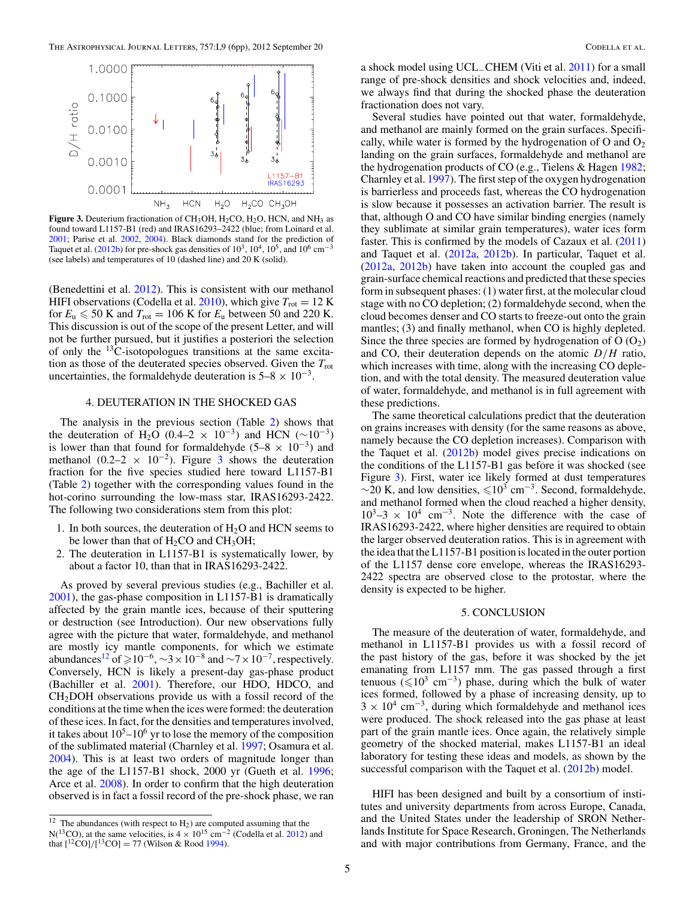**Figure 3.** Deuterium fractionation of $CH_3OH$, $H_2CO$, $H_2O$, HCN, and $NH_3$ as found toward L1157-B1 (red) and IRAS16293–2422 (blue; from Loinard et al. 2001; Parise et al. 2002, 2004). Black diamonds stand for the prediction of Taquet et al. (2012b) for pre-shock gas densities of $10^3$, $10^4$, $10^5$, and $10^6$ $cm^{-3}$ (see labels) and temperatures of 10 (dashed line) and 20 K (solid).

(Benedettini et al. 2012). This is consistent with our methanol HIFI observations (Codella et al. 2010), which give $T_{rot} = 12$ K for $E_u \leqslant 50$ K and $T_{rot} = 106$ K for $E_u$ between 50 and 220 K. This discussion is out of the scope of the present Letter, and will not be further pursued, but it justifies a posteriori the selection of only the $^{13}$C-isotopologues transitions at the same excitation as those of the deuterated species observed. Given the $T_{rot}$ uncertainties, the formaldehyde deuteration is 5–8 × $10^{-3}$.

## 4. DEUTERATION IN THE SHOCKED GAS

The analysis in the previous section (Table 2) shows that the deuteration of $H_2O$ (0.4–2 × $10^{-3}$) and HCN (∼$10^{-3}$) is lower than that found for formaldehyde (5–8 × $10^{-3}$) and methanol (0.2–2 × $10^{-2}$). Figure 3 shows the deuteration fraction for the five species studied here toward L1157-B1 (Table 2) together with the corresponding values found in the hot-corino surrounding the low-mass star, IRAS16293-2422. The following two considerations stem from this plot:

1. In both sources, the deuteration of $H_2O$ and HCN seems to be lower than that of $H_2CO$ and $CH_3OH$;
2. The deuteration in L1157-B1 is systematically lower, by about a factor 10, than that in IRAS16293-2422.

As proved by several previous studies (e.g., Bachiller et al. 2001), the gas-phase composition in L1157-B1 is dramatically affected by the grain mantle ices, because of their sputtering or destruction (see Introduction). Our new observations fully agree with the picture that water, formaldehyde, and methanol are mostly icy mantle components, for which we estimate abundances[12] of $\geqslant 10^{-6}$, ∼$3\times10^{-8}$ and ∼$7\times10^{-7}$, respectively. Conversely, HCN is likely a present-day gas-phase product (Bachiller et al. 2001). Therefore, our HDO, HDCO, and $CH_2DOH$ observations provide us with a fossil record of the conditions at the time when the ices were formed: the deuteration of these ices. In fact, for the densities and temperatures involved, it takes about $10^5$–$10^6$ yr to lose the memory of the composition of the sublimated material (Charnley et al. 1997; Osamura et al. 2004). This is at least two orders of magnitude longer than the age of the L1157-B1 shock, 2000 yr (Gueth et al. 1996; Arce et al. 2008). In order to confirm that the high deuteration observed is in fact a fossil record of the pre-shock phase, we ran a shock model using UCL_CHEM (Viti et al. 2011) for a small range of pre-shock densities and shock velocities and, indeed, we always find that during the shocked phase the deuteration fractionation does not vary.

Several studies have pointed out that water, formaldehyde, and methanol are mainly formed on the grain surfaces. Specifically, while water is formed by the hydrogenation of O and $O_2$ landing on the grain surfaces, formaldehyde and methanol are the hydrogenation products of CO (e.g., Tielens & Hagen 1982; Charnley et al. 1997). The first step of the oxygen hydrogenation is barrierless and proceeds fast, whereas the CO hydrogenation is slow because it possesses an activation barrier. The result is that, although O and CO have similar binding energies (namely they sublimate at similar grain temperatures), water ices form faster. This is confirmed by the models of Cazaux et al. (2011) and Taquet et al. (2012a, 2012b). In particular, Taquet et al. (2012a, 2012b) have taken into account the coupled gas and grain-surface chemical reactions and predicted that these species form in subsequent phases: (1) water first, at the molecular cloud stage with no CO depletion; (2) formaldehyde second, when the cloud becomes denser and CO starts to freeze-out onto the grain mantles; (3) and finally methanol, when CO is highly depleted. Since the three species are formed by hydrogenation of O ($O_2$) and CO, their deuteration depends on the atomic $D/H$ ratio, which increases with time, along with the increasing CO depletion, and with the total density. The measured deuteration value of water, formaldehyde, and methanol is in full agreement with these predictions.

The same theoretical calculations predict that the deuteration on grains increases with density (for the same reasons as above, namely because the CO depletion increases). Comparison with the Taquet et al. (2012b) model gives precise indications on the conditions of the L1157-B1 gas before it was shocked (see Figure 3). First, water ice likely formed at dust temperatures ∼20 K, and low densities, $\leqslant 10^3$ $cm^{-3}$. Second, formaldehyde, and methanol formed when the cloud reached a higher density, $10^3$–3 × $10^4$ $cm^{-3}$. Note the difference with the case of IRAS16293-2422, where higher densities are required to obtain the larger observed deuteration ratios. This is in agreement with the idea that the L1157-B1 position is located in the outer portion of the L1157 dense core envelope, whereas the IRAS16293-2422 spectra are observed close to the protostar, where the density is expected to be higher.

## 5. CONCLUSION

The measure of the deuteration of water, formaldehyde, and methanol in L1157-B1 provides us with a fossil record of the past history of the gas, before it was shocked by the jet emanating from L1157 mm. The gas passed through a first tenuous ($\leqslant 10^3$ $cm^{-3}$) phase, during which the bulk of water ices formed, followed by a phase of increasing density, up to 3 × $10^4$ $cm^{-3}$, during which formaldehyde and methanol ices were produced. The shock released into the gas phase at least part of the grain mantle ices. Once again, the relatively simple geometry of the shocked material, makes L1157-B1 an ideal laboratory for testing these ideas and models, as shown by the successful comparison with the Taquet et al. (2012b) model.

HIFI has been designed and built by a consortium of institutes and university departments from across Europe, Canada, and the United States under the leadership of SRON Netherlands Institute for Space Research, Groningen, The Netherlands and with major contributions from Germany, France, and the

---

[12] The abundances (with respect to $H_2$) are computed assuming that the N($^{13}$CO), at the same velocities, is 4 × $10^{15}$ $cm^{-2}$ (Codella et al. 2012) and that [$^{12}$CO]/[$^{13}$CO] = 77 (Wilson & Rood 1994).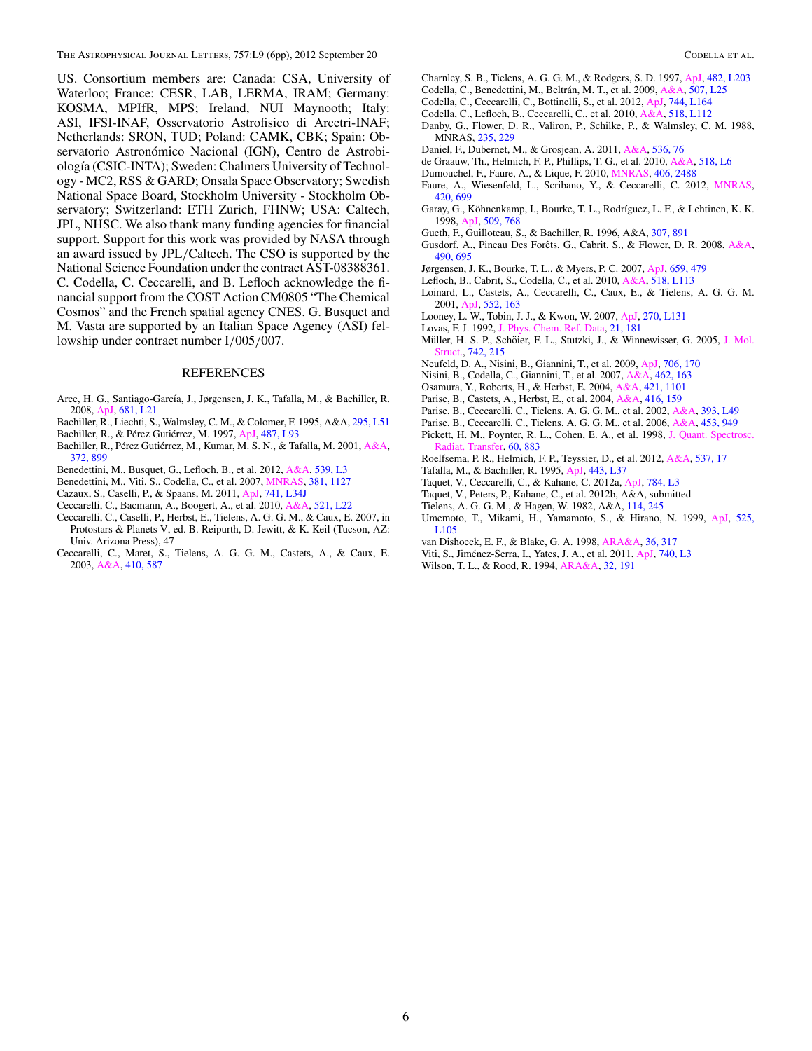US. Consortium members are: Canada: CSA, University of Waterloo; France: CESR, LAB, LERMA, IRAM; Germany: KOSMA, MPIfR, MPS; Ireland, NUI Maynooth; Italy: ASI, IFSI-INAF, Osservatorio Astrofisico di Arcetri-INAF; Netherlands: SRON, TUD; Poland: CAMK, CBK; Spain: Observatorio Astronómico Nacional (IGN), Centro de Astrobiología (CSIC-INTA); Sweden: Chalmers University of Technology - MC2, RSS & GARD; Onsala Space Observatory; Swedish National Space Board, Stockholm University - Stockholm Observatory; Switzerland: ETH Zurich, FHNW; USA: Caltech, JPL, NHSC. We also thank many funding agencies for financial support. Support for this work was provided by NASA through an award issued by JPL/Caltech. The CSO is supported by the National Science Foundation under the contract AST-08388361. C. Codella, C. Ceccarelli, and B. Lefloch acknowledge the financial support from the COST Action CM0805 "The Chemical Cosmos" and the French spatial agency CNES. G. Busquet and M. Vasta are supported by an Italian Space Agency (ASI) fellowship under contract number I/005/007.

## REFERENCES

Arce, H. G., Santiago-García, J., Jørgensen, J. K., Tafalla, M., & Bachiller, R. 2008, ApJ, 681, L21

Bachiller, R., Liechti, S., Walmsley, C. M., & Colomer, F. 1995, A&A, 295, L51

Bachiller, R., & Pérez Gutiérrez, M. 1997, ApJ, 487, L93

Bachiller, R., Pérez Gutiérrez, M., Kumar, M. S. N., & Tafalla, M. 2001, A&A, 372, 899

Benedettini, M., Busquet, G., Lefloch, B., et al. 2012, A&A, 539, L3

Benedettini, M., Viti, S., Codella, C., et al. 2007, MNRAS, 381, 1127

Cazaux, S., Caselli, P., & Spaans, M. 2011, ApJ, 741, L34J

Ceccarelli, C., Bacmann, A., Boogert, A., et al. 2010, A&A, 521, L22

Ceccarelli, C., Caselli, P., Herbst, E., Tielens, A. G. G. M., & Caux, E. 2007, in Protostars & Planets V, ed. B. Reipurth, D. Jewitt, & K. Keil (Tucson, AZ: Univ. Arizona Press), 47

Ceccarelli, C., Maret, S., Tielens, A. G. G. M., Castets, A., & Caux, E. 2003, A&A, 410, 587

Charnley, S. B., Tielens, A. G. G. M., & Rodgers, S. D. 1997, ApJ, 482, L203

Codella, C., Benedettini, M., Beltrán, M. T., et al. 2009, A&A, 507, L25

Codella, C., Ceccarelli, C., Bottinelli, S., et al. 2012, ApJ, 744, L164

Codella, C., Lefloch, B., Ceccarelli, C., et al. 2010, A&A, 518, L112

Danby, G., Flower, D. R., Valiron, P., Schilke, P., & Walmsley, C. M. 1988, MNRAS, 235, 229

Daniel, F., Dubernet, M., & Grosjean, A. 2011, A&A, 536, 76

de Graauw, Th., Helmich, F. P., Phillips, T. G., et al. 2010, A&A, 518, L6

Dumouchel, F., Faure, A., & Lique, F. 2010, MNRAS, 406, 2488

Faure, A., Wiesenfeld, L., Scribano, Y., & Ceccarelli, C. 2012, MNRAS, 420, 699

Garay, G., Köhnenkamp, I., Bourke, T. L., Rodríguez, L. F., & Lehtinen, K. K. 1998, ApJ, 509, 768

Gueth, F., Guilloteau, S., & Bachiller, R. 1996, A&A, 307, 891

Gusdorf, A., Pineau Des Forêts, G., Cabrit, S., & Flower, D. R. 2008, A&A, 490, 695

Jørgensen, J. K., Bourke, T. L., & Myers, P. C. 2007, ApJ, 659, 479

Lefloch, B., Cabrit, S., Codella, C., et al. 2010, A&A, 518, L113

Loinard, L., Castets, A., Ceccarelli, C., Caux, E., & Tielens, A. G. G. M. 2001, ApJ, 552, 163

Looney, L. W., Tobin, J. J., & Kwon, W. 2007, ApJ, 270, L131

Lovas, F. J. 1992, J. Phys. Chem. Ref. Data, 21, 181

Müller, H. S. P., Schöier, F. L., Stutzki, J., & Winnewisser, G. 2005, J. Mol. Struct., 742, 215

Neufeld, D. A., Nisini, B., Giannini, T., et al. 2009, ApJ, 706, 170

Nisini, B., Codella, C., Giannini, T., et al. 2007, A&A, 462, 163

Osamura, Y., Roberts, H., & Herbst, E. 2004, A&A, 421, 1101

Parise, B., Castets, A., Herbst, E., et al. 2004, A&A, 416, 159

Parise, B., Ceccarelli, C., Tielens, A. G. G. M., et al. 2002, A&A, 393, L49

Parise, B., Ceccarelli, C., Tielens, A. G. G. M., et al. 2006, A&A, 453, 949

Pickett, H. M., Poynter, R. L., Cohen, E. A., et al. 1998, J. Quant. Spectrosc. Radiat. Transfer, 60, 883

Roelfsema, P. R., Helmich, F. P., Teyssier, D., et al. 2012, A&A, 537, 17

Tafalla, M., & Bachiller, R. 1995, ApJ, 443, L37

Taquet, V., Ceccarelli, C., & Kahane, C. 2012a, ApJ, 784, L3

Taquet, V., Peters, P., Kahane, C., et al. 2012b, A&A, submitted

Tielens, A. G. G. M., & Hagen, W. 1982, A&A, 114, 245

Umemoto, T., Mikami, H., Yamamoto, S., & Hirano, N. 1999, ApJ, 525, L105

van Dishoeck, E. F., & Blake, G. A. 1998, ARA&A, 36, 317

Viti, S., Jiménez-Serra, I., Yates, J. A., et al. 2011, ApJ, 740, L3

Wilson, T. L., & Rood, R. 1994, ARA&A, 32, 191